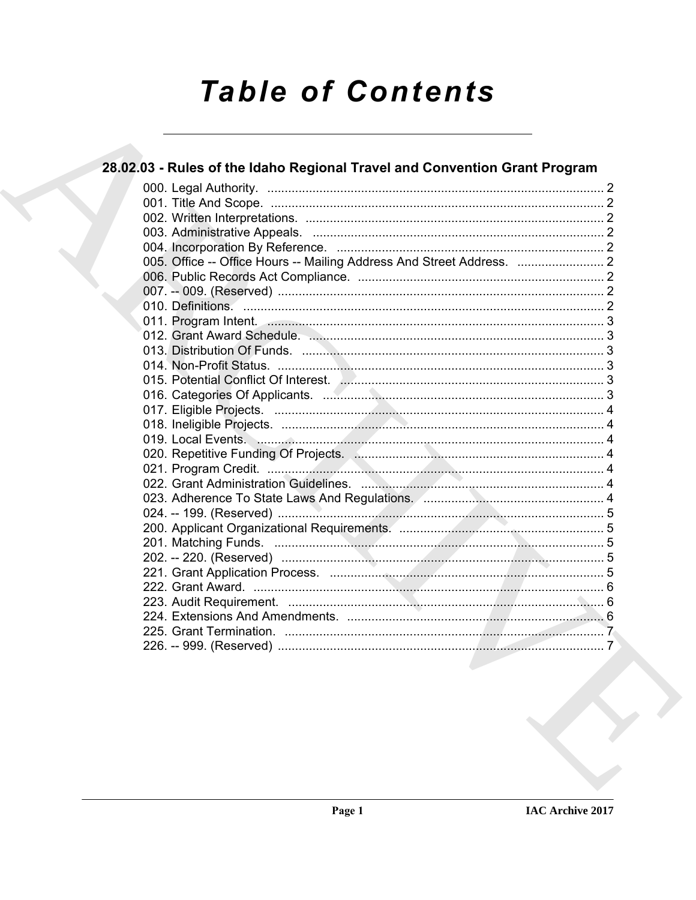# Table of Contents

## 28.02.03 - Rules of the Idaho Regional Travel and Convention Grant Program

000. Legal Authority. .......... 2
001. Title And Scope. .......... 2
002. Written Interpretations. .......... 2
003. Administrative Appeals. .......... 2
004. Incorporation By Reference. .......... 2
005. Office -- Office Hours -- Mailing Address And Street Address. .......... 2
006. Public Records Act Compliance. .......... 2
007. -- 009. (Reserved) .......... 2
010. Definitions. .......... 2
011. Program Intent. .......... 3
012. Grant Award Schedule. .......... 3
013. Distribution Of Funds. .......... 3
014. Non-Profit Status. .......... 3
015. Potential Conflict Of Interest. .......... 3
016. Categories Of Applicants. .......... 3
017. Eligible Projects. .......... 4
018. Ineligible Projects. .......... 4
019. Local Events. .......... 4
020. Repetitive Funding Of Projects. .......... 4
021. Program Credit. .......... 4
022. Grant Administration Guidelines. .......... 4
023. Adherence To State Laws And Regulations. .......... 4
024. -- 199. (Reserved) .......... 5
200. Applicant Organizational Requirements. .......... 5
201. Matching Funds. .......... 5
202. -- 220. (Reserved) .......... 5
221. Grant Application Process. .......... 5
222. Grant Award. .......... 6
223. Audit Requirement. .......... 6
224. Extensions And Amendments. .......... 6
225. Grant Termination. .......... 7
226. -- 999. (Reserved) .......... 7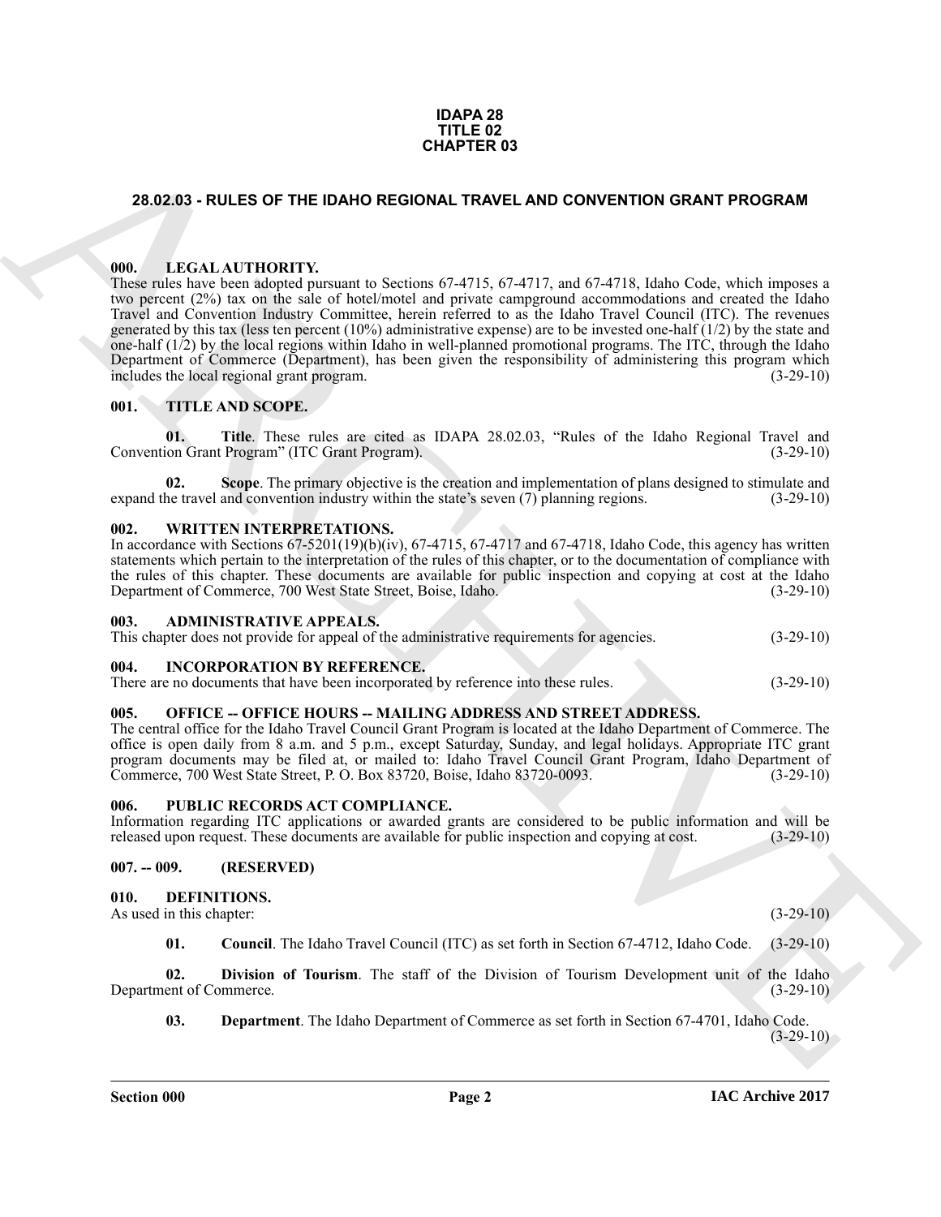**IDAPA 28**
**TITLE 02**
**CHAPTER 03**

## 28.02.03 - RULES OF THE IDAHO REGIONAL TRAVEL AND CONVENTION GRANT PROGRAM

### 000. LEGAL AUTHORITY.

These rules have been adopted pursuant to Sections 67-4715, 67-4717, and 67-4718, Idaho Code, which imposes a two percent (2%) tax on the sale of hotel/motel and private campground accommodations and created the Idaho Travel and Convention Industry Committee, herein referred to as the Idaho Travel Council (ITC). The revenues generated by this tax (less ten percent (10%) administrative expense) are to be invested one-half (1/2) by the state and one-half (1/2) by the local regions within Idaho in well-planned promotional programs. The ITC, through the Idaho Department of Commerce (Department), has been given the responsibility of administering this program which includes the local regional grant program. (3-29-10)

### 001. TITLE AND SCOPE.

**01. Title**. These rules are cited as IDAPA 28.02.03, "Rules of the Idaho Regional Travel and Convention Grant Program" (ITC Grant Program). (3-29-10)

**02. Scope**. The primary objective is the creation and implementation of plans designed to stimulate and expand the travel and convention industry within the state's seven (7) planning regions. (3-29-10)

### 002. WRITTEN INTERPRETATIONS.

In accordance with Sections 67-5201(19)(b)(iv), 67-4715, 67-4717 and 67-4718, Idaho Code, this agency has written statements which pertain to the interpretation of the rules of this chapter, or to the documentation of compliance with the rules of this chapter. These documents are available for public inspection and copying at cost at the Idaho Department of Commerce, 700 West State Street, Boise, Idaho. (3-29-10)

### 003. ADMINISTRATIVE APPEALS.

This chapter does not provide for appeal of the administrative requirements for agencies. (3-29-10)

### 004. INCORPORATION BY REFERENCE.

There are no documents that have been incorporated by reference into these rules. (3-29-10)

### 005. OFFICE -- OFFICE HOURS -- MAILING ADDRESS AND STREET ADDRESS.

The central office for the Idaho Travel Council Grant Program is located at the Idaho Department of Commerce. The office is open daily from 8 a.m. and 5 p.m., except Saturday, Sunday, and legal holidays. Appropriate ITC grant program documents may be filed at, or mailed to: Idaho Travel Council Grant Program, Idaho Department of Commerce, 700 West State Street, P. O. Box 83720, Boise, Idaho 83720-0093. (3-29-10)

### 006. PUBLIC RECORDS ACT COMPLIANCE.

Information regarding ITC applications or awarded grants are considered to be public information and will be released upon request. These documents are available for public inspection and copying at cost. (3-29-10)

### 007. -- 009. (RESERVED)

### 010. DEFINITIONS.

As used in this chapter: (3-29-10)

**01. Council**. The Idaho Travel Council (ITC) as set forth in Section 67-4712, Idaho Code. (3-29-10)

**02. Division of Tourism**. The staff of the Division of Tourism Development unit of the Idaho Department of Commerce. (3-29-10)

**03. Department**. The Idaho Department of Commerce as set forth in Section 67-4701, Idaho Code. (3-29-10)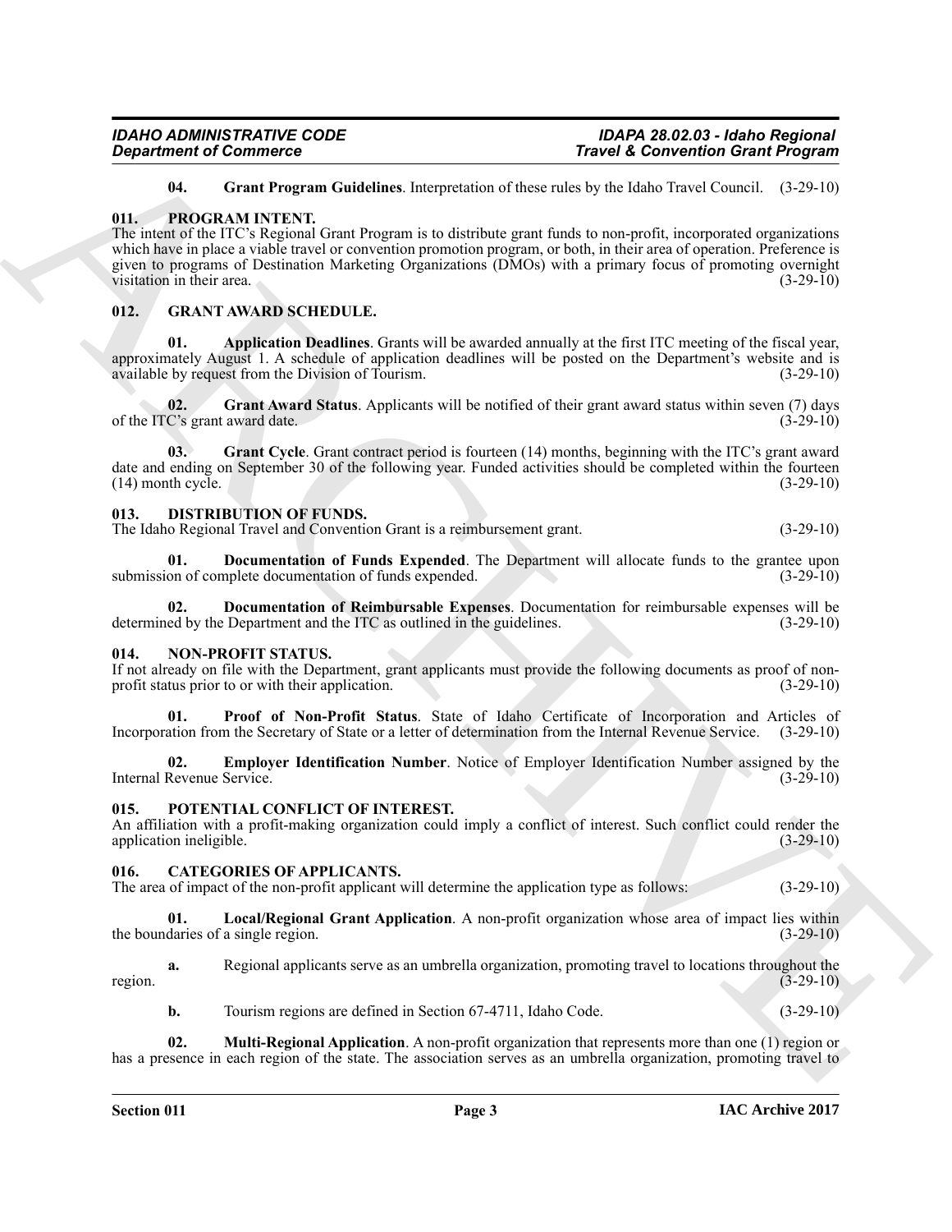**04. Grant Program Guidelines**. Interpretation of these rules by the Idaho Travel Council. (3-29-10)

## 011. PROGRAM INTENT.

The intent of the ITC's Regional Grant Program is to distribute grant funds to non-profit, incorporated organizations which have in place a viable travel or convention promotion program, or both, in their area of operation. Preference is given to programs of Destination Marketing Organizations (DMOs) with a primary focus of promoting overnight visitation in their area. (3-29-10)

## 012. GRANT AWARD SCHEDULE.

**01. Application Deadlines**. Grants will be awarded annually at the first ITC meeting of the fiscal year, approximately August 1. A schedule of application deadlines will be posted on the Department's website and is available by request from the Division of Tourism. (3-29-10)

**02. Grant Award Status**. Applicants will be notified of their grant award status within seven (7) days of the ITC's grant award date. (3-29-10)

**03. Grant Cycle**. Grant contract period is fourteen (14) months, beginning with the ITC's grant award date and ending on September 30 of the following year. Funded activities should be completed within the fourteen (14) month cycle. (3-29-10)

## 013. DISTRIBUTION OF FUNDS.

The Idaho Regional Travel and Convention Grant is a reimbursement grant. (3-29-10)

**01. Documentation of Funds Expended**. The Department will allocate funds to the grantee upon submission of complete documentation of funds expended. (3-29-10)

**02. Documentation of Reimbursable Expenses**. Documentation for reimbursable expenses will be determined by the Department and the ITC as outlined in the guidelines. (3-29-10)

## 014. NON-PROFIT STATUS.

If not already on file with the Department, grant applicants must provide the following documents as proof of non-profit status prior to or with their application. (3-29-10)

**01. Proof of Non-Profit Status**. State of Idaho Certificate of Incorporation and Articles of Incorporation from the Secretary of State or a letter of determination from the Internal Revenue Service. (3-29-10)

**02. Employer Identification Number**. Notice of Employer Identification Number assigned by the Internal Revenue Service. (3-29-10)

## 015. POTENTIAL CONFLICT OF INTEREST.

An affiliation with a profit-making organization could imply a conflict of interest. Such conflict could render the application ineligible. (3-29-10)

## 016. CATEGORIES OF APPLICANTS.

The area of impact of the non-profit applicant will determine the application type as follows: (3-29-10)

**01. Local/Regional Grant Application**. A non-profit organization whose area of impact lies within the boundaries of a single region. (3-29-10)

**a.** Regional applicants serve as an umbrella organization, promoting travel to locations throughout the region. (3-29-10)

**b.** Tourism regions are defined in Section 67-4711, Idaho Code. (3-29-10)

**02. Multi-Regional Application**. A non-profit organization that represents more than one (1) region or has a presence in each region of the state. The association serves as an umbrella organization, promoting travel to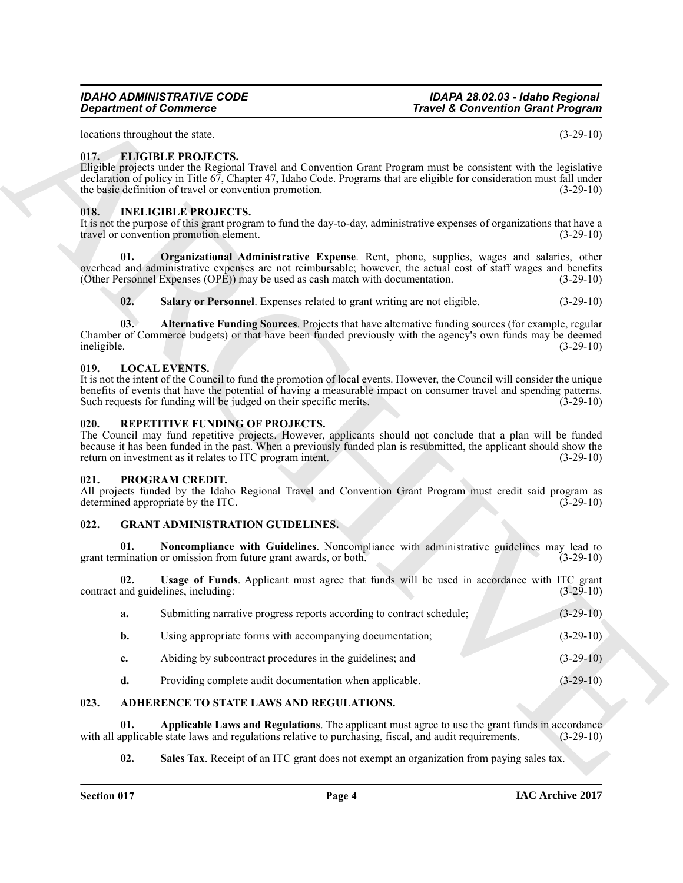locations throughout the state. (3-29-10)

### 017. ELIGIBLE PROJECTS.

Eligible projects under the Regional Travel and Convention Grant Program must be consistent with the legislative declaration of policy in Title 67, Chapter 47, Idaho Code. Programs that are eligible for consideration must fall under the basic definition of travel or convention promotion. (3-29-10)

### 018. INELIGIBLE PROJECTS.

It is not the purpose of this grant program to fund the day-to-day, administrative expenses of organizations that have a travel or convention promotion element. (3-29-10)

**01. Organizational Administrative Expense**. Rent, phone, supplies, wages and salaries, other overhead and administrative expenses are not reimbursable; however, the actual cost of staff wages and benefits (Other Personnel Expenses (OPE)) may be used as cash match with documentation. (3-29-10)

**02. Salary or Personnel**. Expenses related to grant writing are not eligible. (3-29-10)

**03. Alternative Funding Sources**. Projects that have alternative funding sources (for example, regular Chamber of Commerce budgets) or that have been funded previously with the agency's own funds may be deemed ineligible. (3-29-10)

### 019. LOCAL EVENTS.

It is not the intent of the Council to fund the promotion of local events. However, the Council will consider the unique benefits of events that have the potential of having a measurable impact on consumer travel and spending patterns. Such requests for funding will be judged on their specific merits. (3-29-10)

### 020. REPETITIVE FUNDING OF PROJECTS.

The Council may fund repetitive projects. However, applicants should not conclude that a plan will be funded because it has been funded in the past. When a previously funded plan is resubmitted, the applicant should show the return on investment as it relates to ITC program intent. (3-29-10)

### 021. PROGRAM CREDIT.

All projects funded by the Idaho Regional Travel and Convention Grant Program must credit said program as determined appropriate by the ITC. (3-29-10)

### 022. GRANT ADMINISTRATION GUIDELINES.

**01. Noncompliance with Guidelines**. Noncompliance with administrative guidelines may lead to grant termination or omission from future grant awards, or both. (3-29-10)

**02. Usage of Funds**. Applicant must agree that funds will be used in accordance with ITC grant contract and guidelines, including: (3-29-10)

**a.** Submitting narrative progress reports according to contract schedule; (3-29-10)

**b.** Using appropriate forms with accompanying documentation; (3-29-10)

**c.** Abiding by subcontract procedures in the guidelines; and (3-29-10)

**d.** Providing complete audit documentation when applicable. (3-29-10)

### 023. ADHERENCE TO STATE LAWS AND REGULATIONS.

**01. Applicable Laws and Regulations**. The applicant must agree to use the grant funds in accordance with all applicable state laws and regulations relative to purchasing, fiscal, and audit requirements. (3-29-10)

**02. Sales Tax**. Receipt of an ITC grant does not exempt an organization from paying sales tax.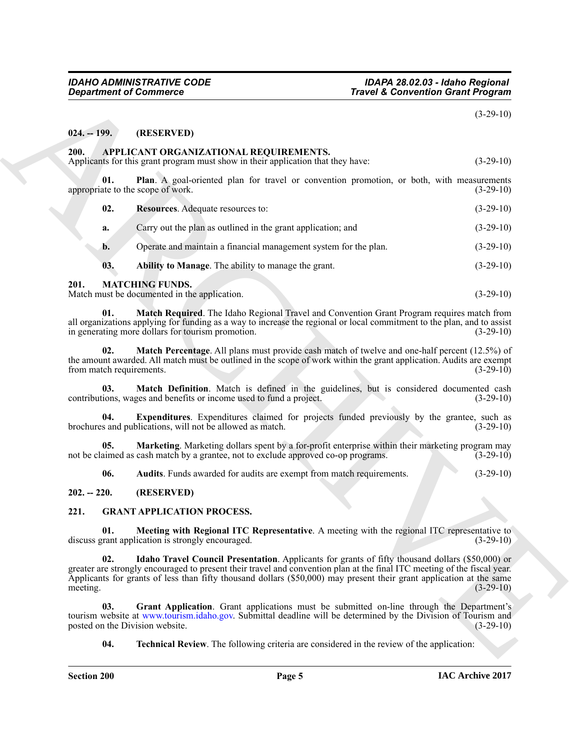(3-29-10)

**024. -- 199. (RESERVED)**

**200. APPLICANT ORGANIZATIONAL REQUIREMENTS.**
Applicants for this grant program must show in their application that they have: (3-29-10)

**01. Plan**. A goal-oriented plan for travel or convention promotion, or both, with measurements appropriate to the scope of work. (3-29-10)

**02. Resources**. Adequate resources to: (3-29-10)

**a.** Carry out the plan as outlined in the grant application; and (3-29-10)

**b.** Operate and maintain a financial management system for the plan. (3-29-10)

**03. Ability to Manage**. The ability to manage the grant. (3-29-10)

**201. MATCHING FUNDS.**
Match must be documented in the application. (3-29-10)

**01. Match Required**. The Idaho Regional Travel and Convention Grant Program requires match from all organizations applying for funding as a way to increase the regional or local commitment to the plan, and to assist in generating more dollars for tourism promotion. (3-29-10)

**02. Match Percentage**. All plans must provide cash match of twelve and one-half percent (12.5%) of the amount awarded. All match must be outlined in the scope of work within the grant application. Audits are exempt from match requirements. (3-29-10)

**03. Match Definition**. Match is defined in the guidelines, but is considered documented cash contributions, wages and benefits or income used to fund a project. (3-29-10)

**04. Expenditures**. Expenditures claimed for projects funded previously by the grantee, such as brochures and publications, will not be allowed as match. (3-29-10)

**05. Marketing**. Marketing dollars spent by a for-profit enterprise within their marketing program may not be claimed as cash match by a grantee, not to exclude approved co-op programs. (3-29-10)

**06. Audits**. Funds awarded for audits are exempt from match requirements. (3-29-10)

**202. -- 220. (RESERVED)**

**221. GRANT APPLICATION PROCESS.**

**01. Meeting with Regional ITC Representative**. A meeting with the regional ITC representative to discuss grant application is strongly encouraged. (3-29-10)

**02. Idaho Travel Council Presentation**. Applicants for grants of fifty thousand dollars ($50,000) or greater are strongly encouraged to present their travel and convention plan at the final ITC meeting of the fiscal year. Applicants for grants of less than fifty thousand dollars ($50,000) may present their grant application at the same meeting. (3-29-10)

**03. Grant Application**. Grant applications must be submitted on-line through the Department's tourism website at www.tourism.idaho.gov. Submittal deadline will be determined by the Division of Tourism and posted on the Division website. (3-29-10)

**04. Technical Review**. The following criteria are considered in the review of the application: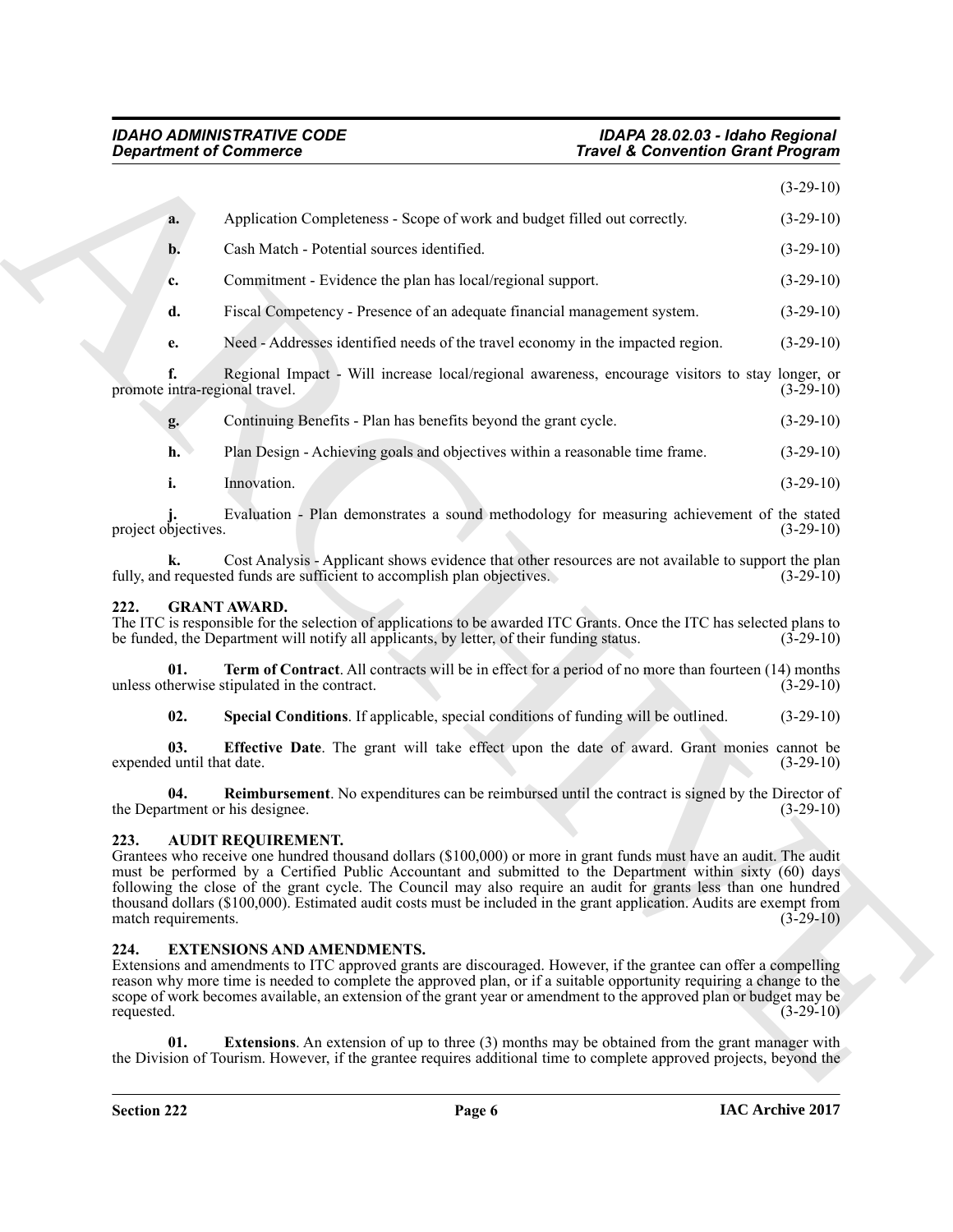(3-29-10)

**a.** Application Completeness - Scope of work and budget filled out correctly. (3-29-10)

**b.** Cash Match - Potential sources identified. (3-29-10)

**c.** Commitment - Evidence the plan has local/regional support. (3-29-10)

**d.** Fiscal Competency - Presence of an adequate financial management system. (3-29-10)

**e.** Need - Addresses identified needs of the travel economy in the impacted region. (3-29-10)

**f.** Regional Impact - Will increase local/regional awareness, encourage visitors to stay longer, or promote intra-regional travel. (3-29-10)

**g.** Continuing Benefits - Plan has benefits beyond the grant cycle. (3-29-10)

**h.** Plan Design - Achieving goals and objectives within a reasonable time frame. (3-29-10)

**i.** Innovation. (3-29-10)

**j.** Evaluation - Plan demonstrates a sound methodology for measuring achievement of the stated project objectives. (3-29-10)

**k.** Cost Analysis - Applicant shows evidence that other resources are not available to support the plan fully, and requested funds are sufficient to accomplish plan objectives. (3-29-10)

## 222. GRANT AWARD.

The ITC is responsible for the selection of applications to be awarded ITC Grants. Once the ITC has selected plans to be funded, the Department will notify all applicants, by letter, of their funding status. (3-29-10)

**01. Term of Contract**. All contracts will be in effect for a period of no more than fourteen (14) months unless otherwise stipulated in the contract. (3-29-10)

**02. Special Conditions**. If applicable, special conditions of funding will be outlined. (3-29-10)

**03. Effective Date**. The grant will take effect upon the date of award. Grant monies cannot be expended until that date. (3-29-10)

**04. Reimbursement**. No expenditures can be reimbursed until the contract is signed by the Director of the Department or his designee. (3-29-10)

## 223. AUDIT REQUIREMENT.

Grantees who receive one hundred thousand dollars ($100,000) or more in grant funds must have an audit. The audit must be performed by a Certified Public Accountant and submitted to the Department within sixty (60) days following the close of the grant cycle. The Council may also require an audit for grants less than one hundred thousand dollars ($100,000). Estimated audit costs must be included in the grant application. Audits are exempt from match requirements. (3-29-10)

## 224. EXTENSIONS AND AMENDMENTS.

Extensions and amendments to ITC approved grants are discouraged. However, if the grantee can offer a compelling reason why more time is needed to complete the approved plan, or if a suitable opportunity requiring a change to the scope of work becomes available, an extension of the grant year or amendment to the approved plan or budget may be requested. (3-29-10)

**01. Extensions**. An extension of up to three (3) months may be obtained from the grant manager with the Division of Tourism. However, if the grantee requires additional time to complete approved projects, beyond the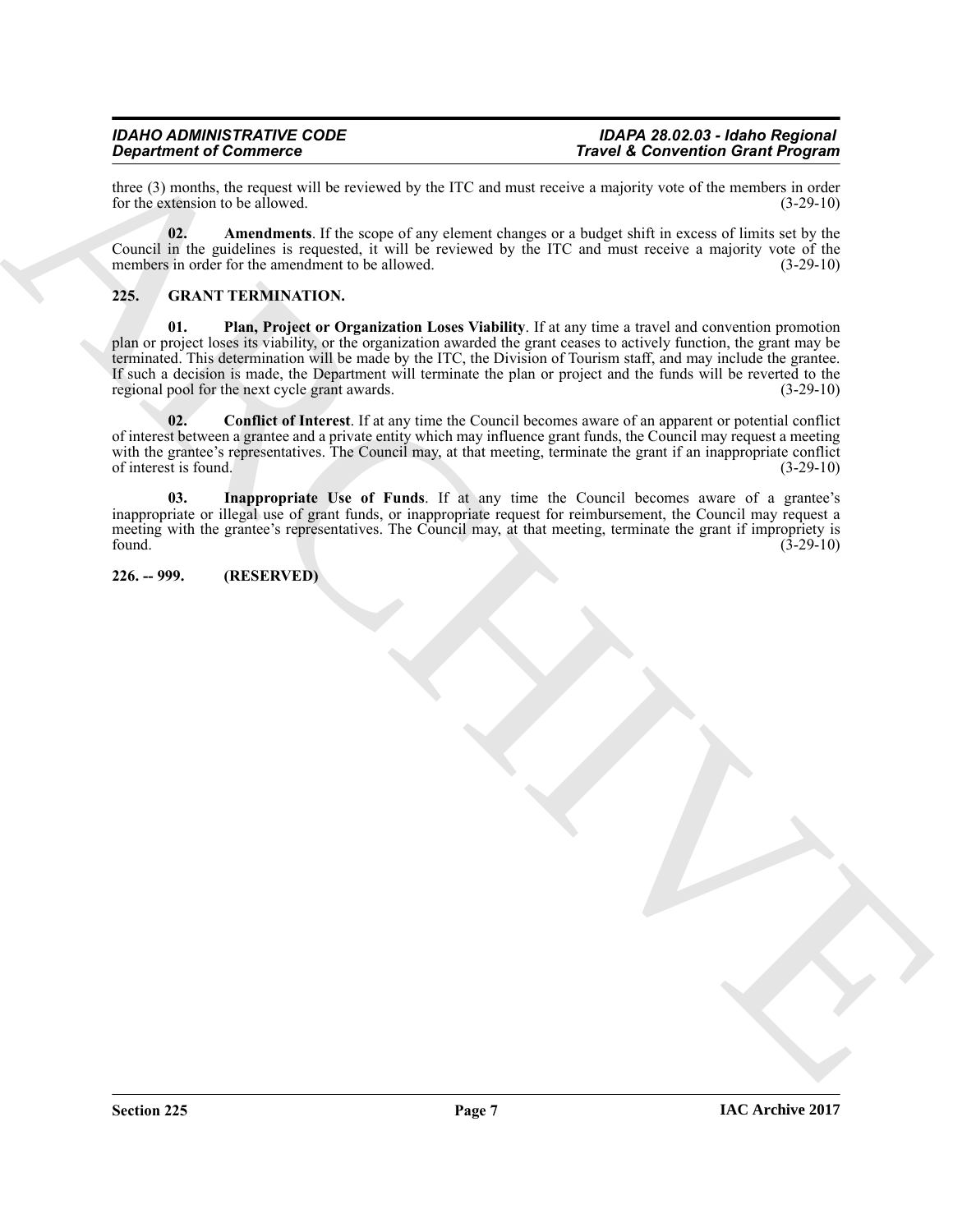three (3) months, the request will be reviewed by the ITC and must receive a majority vote of the members in order for the extension to be allowed. (3-29-10)

**02. Amendments**. If the scope of any element changes or a budget shift in excess of limits set by the Council in the guidelines is requested, it will be reviewed by the ITC and must receive a majority vote of the members in order for the amendment to be allowed. (3-29-10)

## 225. GRANT TERMINATION.

**01. Plan, Project or Organization Loses Viability**. If at any time a travel and convention promotion plan or project loses its viability, or the organization awarded the grant ceases to actively function, the grant may be terminated. This determination will be made by the ITC, the Division of Tourism staff, and may include the grantee. If such a decision is made, the Department will terminate the plan or project and the funds will be reverted to the regional pool for the next cycle grant awards. (3-29-10)

**02. Conflict of Interest**. If at any time the Council becomes aware of an apparent or potential conflict of interest between a grantee and a private entity which may influence grant funds, the Council may request a meeting with the grantee's representatives. The Council may, at that meeting, terminate the grant if an inappropriate conflict of interest is found. (3-29-10)

**03. Inappropriate Use of Funds**. If at any time the Council becomes aware of a grantee's inappropriate or illegal use of grant funds, or inappropriate request for reimbursement, the Council may request a meeting with the grantee's representatives. The Council may, at that meeting, terminate the grant if impropriety is found. (3-29-10)

## 226. -- 999. (RESERVED)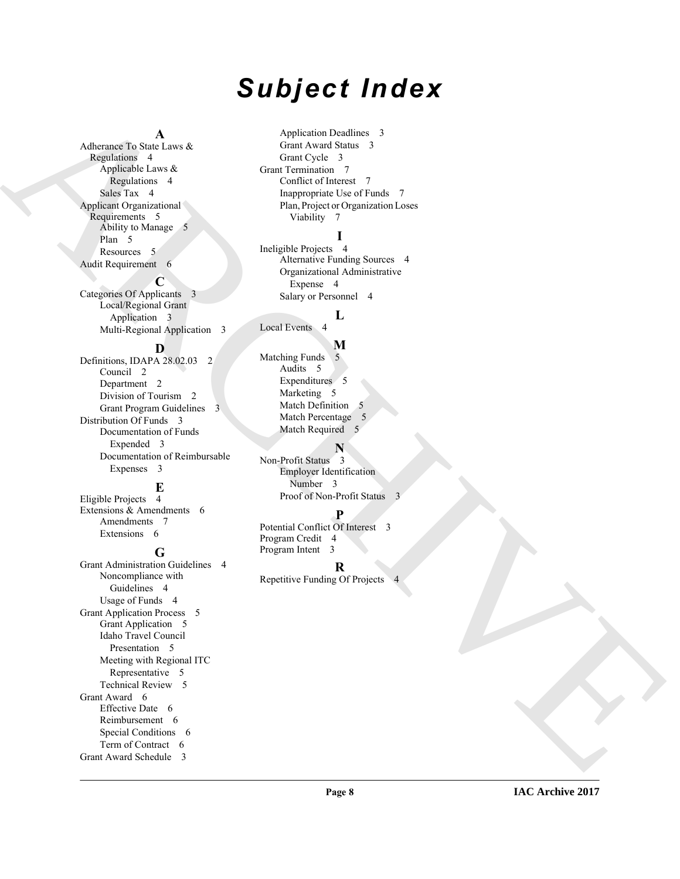# Subject Index

**A**

Adherance To State Laws & Regulations 4
- Applicable Laws & Regulations 4
- Sales Tax 4

Applicant Organizational Requirements 5
- Ability to Manage 5
- Plan 5
- Resources 5

Audit Requirement 6

**C**

Categories Of Applicants 3
- Local/Regional Grant Application 3
- Multi-Regional Application 3

**D**

Definitions, IDAPA 28.02.03 2
- Council 2
- Department 2
- Division of Tourism 2
- Grant Program Guidelines 3

Distribution Of Funds 3
- Documentation of Funds Expended 3
- Documentation of Reimbursable Expenses 3

**E**

Eligible Projects 4

Extensions & Amendments 6
- Amendments 7
- Extensions 6

**G**

Grant Administration Guidelines 4
- Noncompliance with Guidelines 4
- Usage of Funds 4

Grant Application Process 5
- Grant Application 5
- Idaho Travel Council Presentation 5
- Meeting with Regional ITC Representative 5
- Technical Review 5

Grant Award 6
- Effective Date 6
- Reimbursement 6
- Special Conditions 6
- Term of Contract 6

Grant Award Schedule 3
- Application Deadlines 3
- Grant Award Status 3
- Grant Cycle 3

Grant Termination 7
- Conflict of Interest 7
- Inappropriate Use of Funds 7
- Plan, Project or Organization Loses Viability 7

**I**

Ineligible Projects 4
- Alternative Funding Sources 4
- Organizational Administrative Expense 4
- Salary or Personnel 4

**L**

Local Events 4

**M**

Matching Funds 5
- Audits 5
- Expenditures 5
- Marketing 5
- Match Definition 5
- Match Percentage 5
- Match Required 5

**N**

Non-Profit Status 3
- Employer Identification Number 3
- Proof of Non-Profit Status 3

**P**

Potential Conflict Of Interest 3

Program Credit 4

Program Intent 3

**R**

Repetitive Funding Of Projects 4